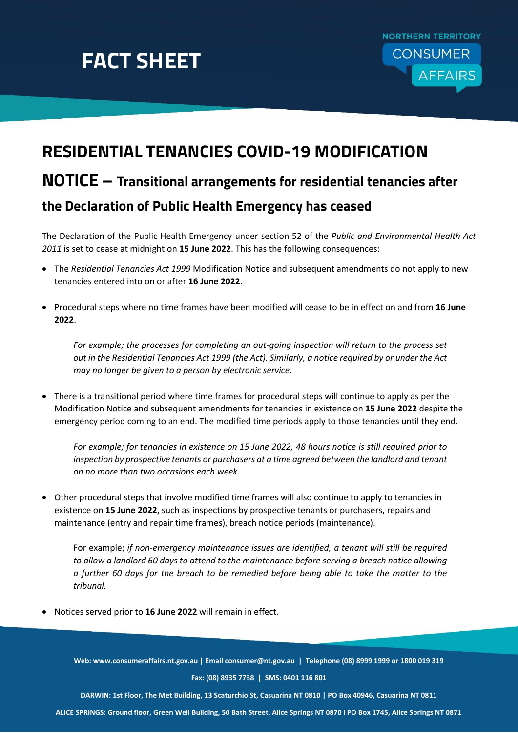# FACT SHEET

NORTHERN TERRITORY CONSUMER AFFAIRS

## RESIDENTIAL TENANCIES COVID-19 MODIFICATION NOTICE – Transitional arrangements for residential tenancies after the Declaration of Public Health Emergency has ceased

The Declaration of the Public Health Emergency under section 52 of the *Public and Environmental Health Act 2011* is set to cease at midnight on **15 June 2022**. This has the following consequences:

- The *Residential Tenancies Act 1999* Modification Notice and subsequent amendments do not apply to new tenancies entered into on or after **16 June 2022**.

- Procedural steps where no time frames have been modified will cease to be in effect on and from **16 June 2022**.

  *For example; the processes for completing an out-going inspection will return to the process set out in the Residential Tenancies Act 1999 (the Act). Similarly, a notice required by or under the Act may no longer be given to a person by electronic service.*

- There is a transitional period where time frames for procedural steps will continue to apply as per the Modification Notice and subsequent amendments for tenancies in existence on **15 June 2022** despite the emergency period coming to an end. The modified time periods apply to those tenancies until they end.

  *For example; for tenancies in existence on 15 June 2022, 48 hours notice is still required prior to inspection by prospective tenants or purchasers at a time agreed between the landlord and tenant on no more than two occasions each week.*

- Other procedural steps that involve modified time frames will also continue to apply to tenancies in existence on **15 June 2022**, such as inspections by prospective tenants or purchasers, repairs and maintenance (entry and repair time frames), breach notice periods (maintenance).

  For example; *if non-emergency maintenance issues are identified, a tenant will still be required to allow a landlord 60 days to attend to the maintenance before serving a breach notice allowing a further 60 days for the breach to be remedied before being able to take the matter to the tribunal.*

- Notices served prior to **16 June 2022** will remain in effect.

**Web: www.consumeraffairs.nt.gov.au | Email consumer@nt.gov.au | Telephone (08) 8999 1999 or 1800 019 319**

**Fax: (08) 8935 7738 | SMS: 0401 116 801**

**DARWIN: 1st Floor, The Met Building, 13 Scaturchio St, Casuarina NT 0810 | PO Box 40946, Casuarina NT 0811**

**ALICE SPRINGS: Ground floor, Green Well Building, 50 Bath Street, Alice Springs NT 0870 l PO Box 1745, Alice Springs NT 0871**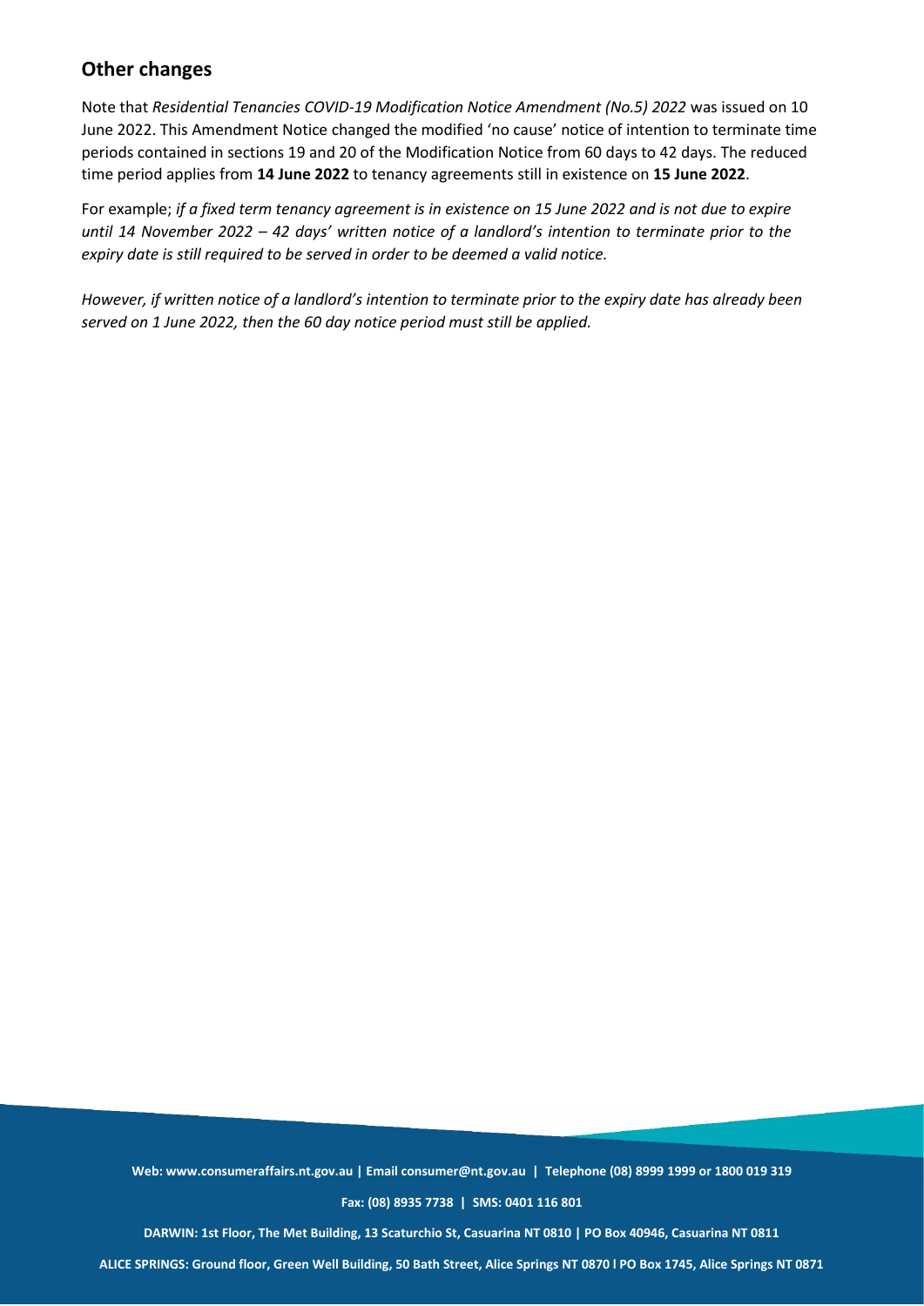## Other changes

Note that *Residential Tenancies COVID-19 Modification Notice Amendment (No.5) 2022* was issued on 10 June 2022. This Amendment Notice changed the modified 'no cause' notice of intention to terminate time periods contained in sections 19 and 20 of the Modification Notice from 60 days to 42 days. The reduced time period applies from **14 June 2022** to tenancy agreements still in existence on **15 June 2022**.

For example; *if a fixed term tenancy agreement is in existence on 15 June 2022 and is not due to expire until 14 November 2022 – 42 days' written notice of a landlord's intention to terminate prior to the expiry date is still required to be served in order to be deemed a valid notice.*

*However, if written notice of a landlord's intention to terminate prior to the expiry date has already been served on 1 June 2022, then the 60 day notice period must still be applied.*

**Web: www.consumeraffairs.nt.gov.au | Email consumer@nt.gov.au | Telephone (08) 8999 1999 or 1800 019 319**

**Fax: (08) 8935 7738 | SMS: 0401 116 801**

**DARWIN: 1st Floor, The Met Building, 13 Scaturchio St, Casuarina NT 0810 | PO Box 40946, Casuarina NT 0811**

**ALICE SPRINGS: Ground floor, Green Well Building, 50 Bath Street, Alice Springs NT 0870 l PO Box 1745, Alice Springs NT 0871**